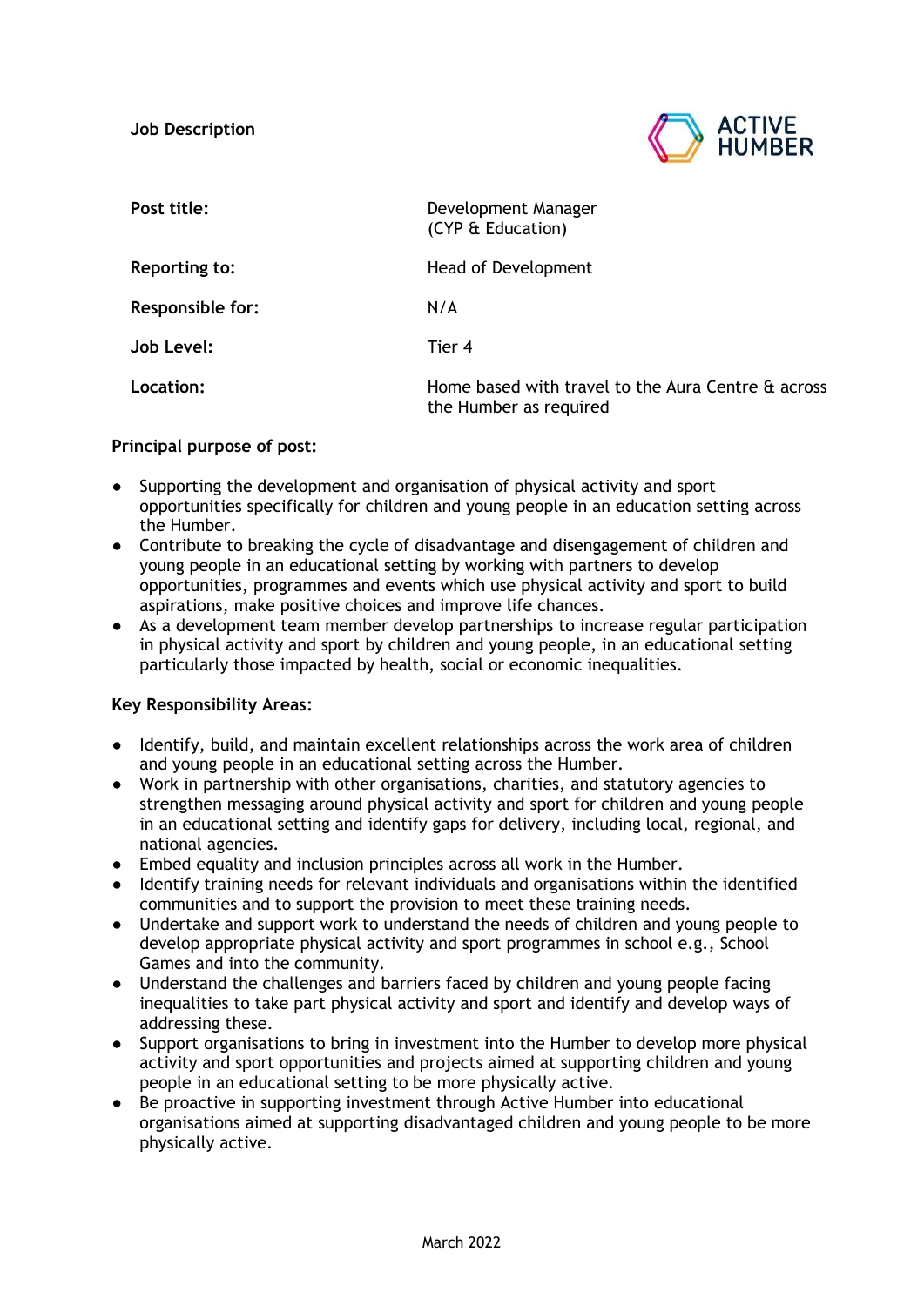# Job Description

ACTIVE HUMBER

| | |
|---|---|
| **Post title:** | Development Manager (CYP & Education) |
| **Reporting to:** | Head of Development |
| **Responsible for:** | N/A |
| **Job Level:** | Tier 4 |
| **Location:** | Home based with travel to the Aura Centre & across the Humber as required |

**Principal purpose of post:**

- Supporting the development and organisation of physical activity and sport opportunities specifically for children and young people in an education setting across the Humber.
- Contribute to breaking the cycle of disadvantage and disengagement of children and young people in an educational setting by working with partners to develop opportunities, programmes and events which use physical activity and sport to build aspirations, make positive choices and improve life chances.
- As a development team member develop partnerships to increase regular participation in physical activity and sport by children and young people, in an educational setting particularly those impacted by health, social or economic inequalities.

**Key Responsibility Areas:**

- Identify, build, and maintain excellent relationships across the work area of children and young people in an educational setting across the Humber.
- Work in partnership with other organisations, charities, and statutory agencies to strengthen messaging around physical activity and sport for children and young people in an educational setting and identify gaps for delivery, including local, regional, and national agencies.
- Embed equality and inclusion principles across all work in the Humber.
- Identify training needs for relevant individuals and organisations within the identified communities and to support the provision to meet these training needs.
- Undertake and support work to understand the needs of children and young people to develop appropriate physical activity and sport programmes in school e.g., School Games and into the community.
- Understand the challenges and barriers faced by children and young people facing inequalities to take part physical activity and sport and identify and develop ways of addressing these.
- Support organisations to bring in investment into the Humber to develop more physical activity and sport opportunities and projects aimed at supporting children and young people in an educational setting to be more physically active.
- Be proactive in supporting investment through Active Humber into educational organisations aimed at supporting disadvantaged children and young people to be more physically active.

March 2022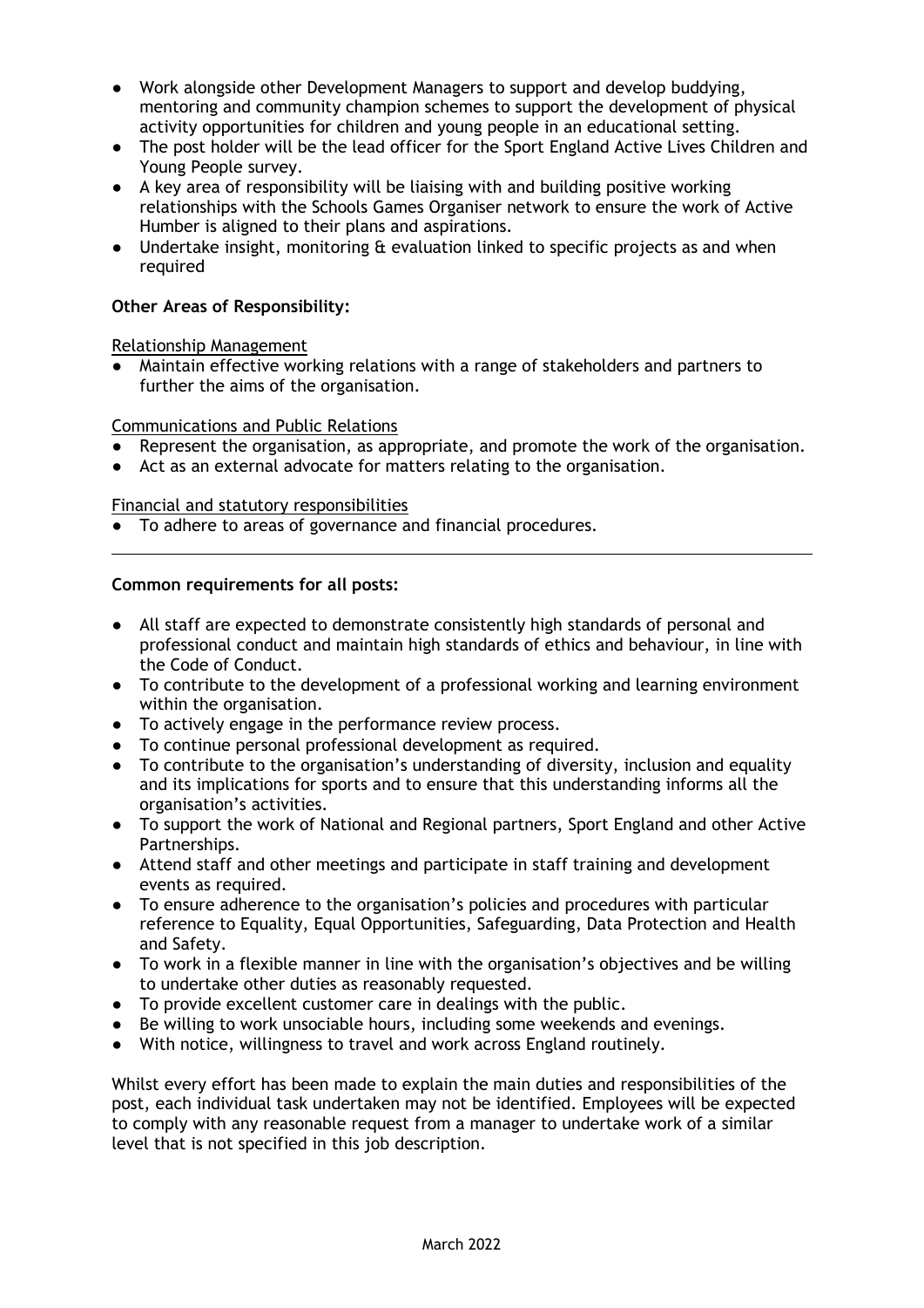- Work alongside other Development Managers to support and develop buddying, mentoring and community champion schemes to support the development of physical activity opportunities for children and young people in an educational setting.
- The post holder will be the lead officer for the Sport England Active Lives Children and Young People survey.
- A key area of responsibility will be liaising with and building positive working relationships with the Schools Games Organiser network to ensure the work of Active Humber is aligned to their plans and aspirations.
- Undertake insight, monitoring & evaluation linked to specific projects as and when required

**Other Areas of Responsibility:**

Relationship Management

- Maintain effective working relations with a range of stakeholders and partners to further the aims of the organisation.

Communications and Public Relations

- Represent the organisation, as appropriate, and promote the work of the organisation.
- Act as an external advocate for matters relating to the organisation.

Financial and statutory responsibilities

- To adhere to areas of governance and financial procedures.

---

**Common requirements for all posts:**

- All staff are expected to demonstrate consistently high standards of personal and professional conduct and maintain high standards of ethics and behaviour, in line with the Code of Conduct.
- To contribute to the development of a professional working and learning environment within the organisation.
- To actively engage in the performance review process.
- To continue personal professional development as required.
- To contribute to the organisation's understanding of diversity, inclusion and equality and its implications for sports and to ensure that this understanding informs all the organisation's activities.
- To support the work of National and Regional partners, Sport England and other Active Partnerships.
- Attend staff and other meetings and participate in staff training and development events as required.
- To ensure adherence to the organisation's policies and procedures with particular reference to Equality, Equal Opportunities, Safeguarding, Data Protection and Health and Safety.
- To work in a flexible manner in line with the organisation's objectives and be willing to undertake other duties as reasonably requested.
- To provide excellent customer care in dealings with the public.
- Be willing to work unsociable hours, including some weekends and evenings.
- With notice, willingness to travel and work across England routinely.

Whilst every effort has been made to explain the main duties and responsibilities of the post, each individual task undertaken may not be identified. Employees will be expected to comply with any reasonable request from a manager to undertake work of a similar level that is not specified in this job description.

March 2022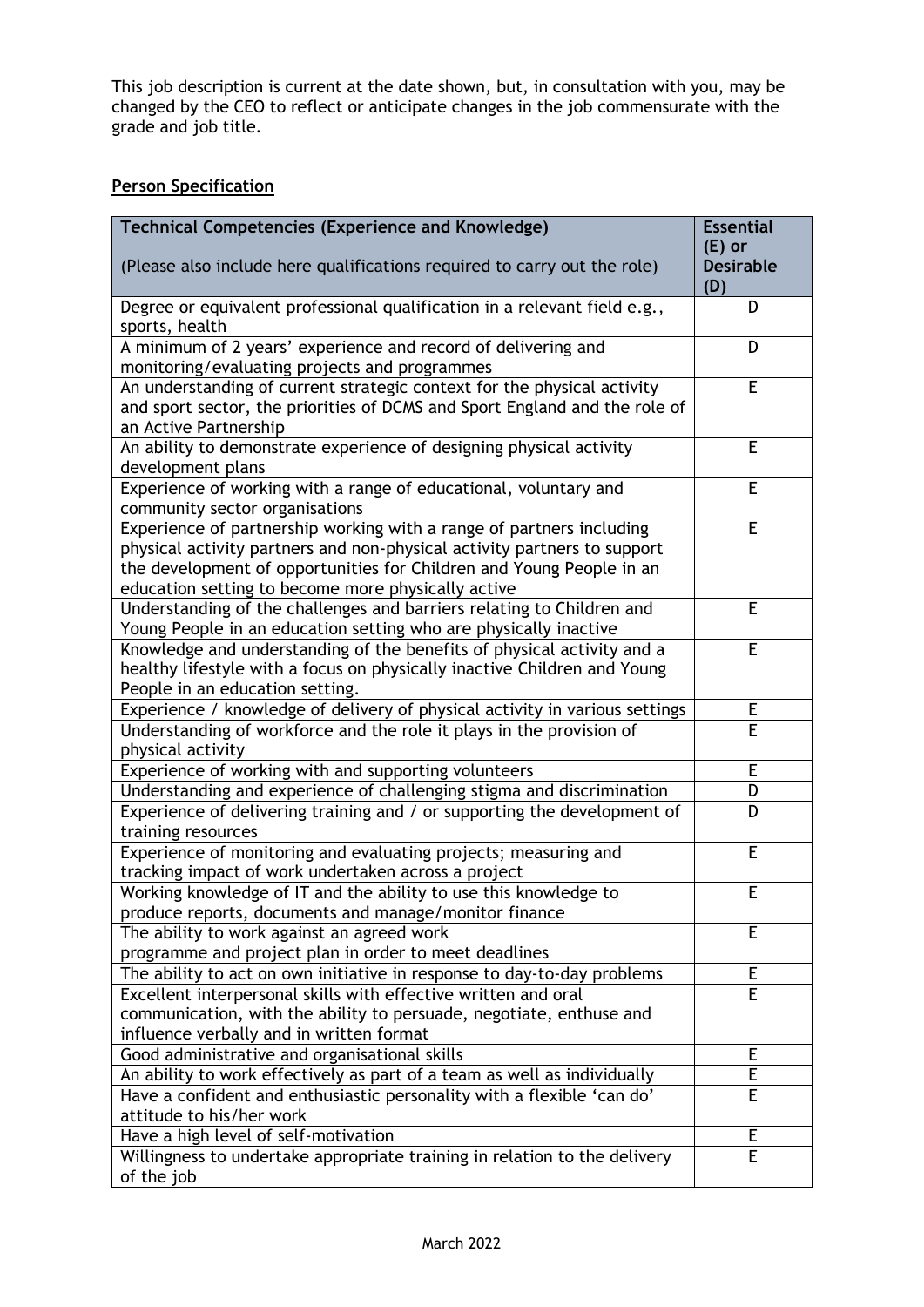This job description is current at the date shown, but, in consultation with you, may be changed by the CEO to reflect or anticipate changes in the job commensurate with the grade and job title.

**Person Specification**

| **Technical Competencies (Experience and Knowledge)**<br><br>(Please also include here qualifications required to carry out the role) | **Essential (E) or Desirable (D)** |
|---|---|
| Degree or equivalent professional qualification in a relevant field e.g., sports, health | D |
| A minimum of 2 years' experience and record of delivering and monitoring/evaluating projects and programmes | D |
| An understanding of current strategic context for the physical activity and sport sector, the priorities of DCMS and Sport England and the role of an Active Partnership | E |
| An ability to demonstrate experience of designing physical activity development plans | E |
| Experience of working with a range of educational, voluntary and community sector organisations | E |
| Experience of partnership working with a range of partners including physical activity partners and non-physical activity partners to support the development of opportunities for Children and Young People in an education setting to become more physically active | E |
| Understanding of the challenges and barriers relating to Children and Young People in an education setting who are physically inactive | E |
| Knowledge and understanding of the benefits of physical activity and a healthy lifestyle with a focus on physically inactive Children and Young People in an education setting. | E |
| Experience / knowledge of delivery of physical activity in various settings | E |
| Understanding of workforce and the role it plays in the provision of physical activity | E |
| Experience of working with and supporting volunteers | E |
| Understanding and experience of challenging stigma and discrimination | D |
| Experience of delivering training and / or supporting the development of training resources | D |
| Experience of monitoring and evaluating projects; measuring and tracking impact of work undertaken across a project | E |
| Working knowledge of IT and the ability to use this knowledge to produce reports, documents and manage/monitor finance | E |
| The ability to work against an agreed work programme and project plan in order to meet deadlines | E |
| The ability to act on own initiative in response to day-to-day problems | E |
| Excellent interpersonal skills with effective written and oral communication, with the ability to persuade, negotiate, enthuse and influence verbally and in written format | E |
| Good administrative and organisational skills | E |
| An ability to work effectively as part of a team as well as individually | E |
| Have a confident and enthusiastic personality with a flexible 'can do' attitude to his/her work | E |
| Have a high level of self-motivation | E |
| Willingness to undertake appropriate training in relation to the delivery of the job | E |

March 2022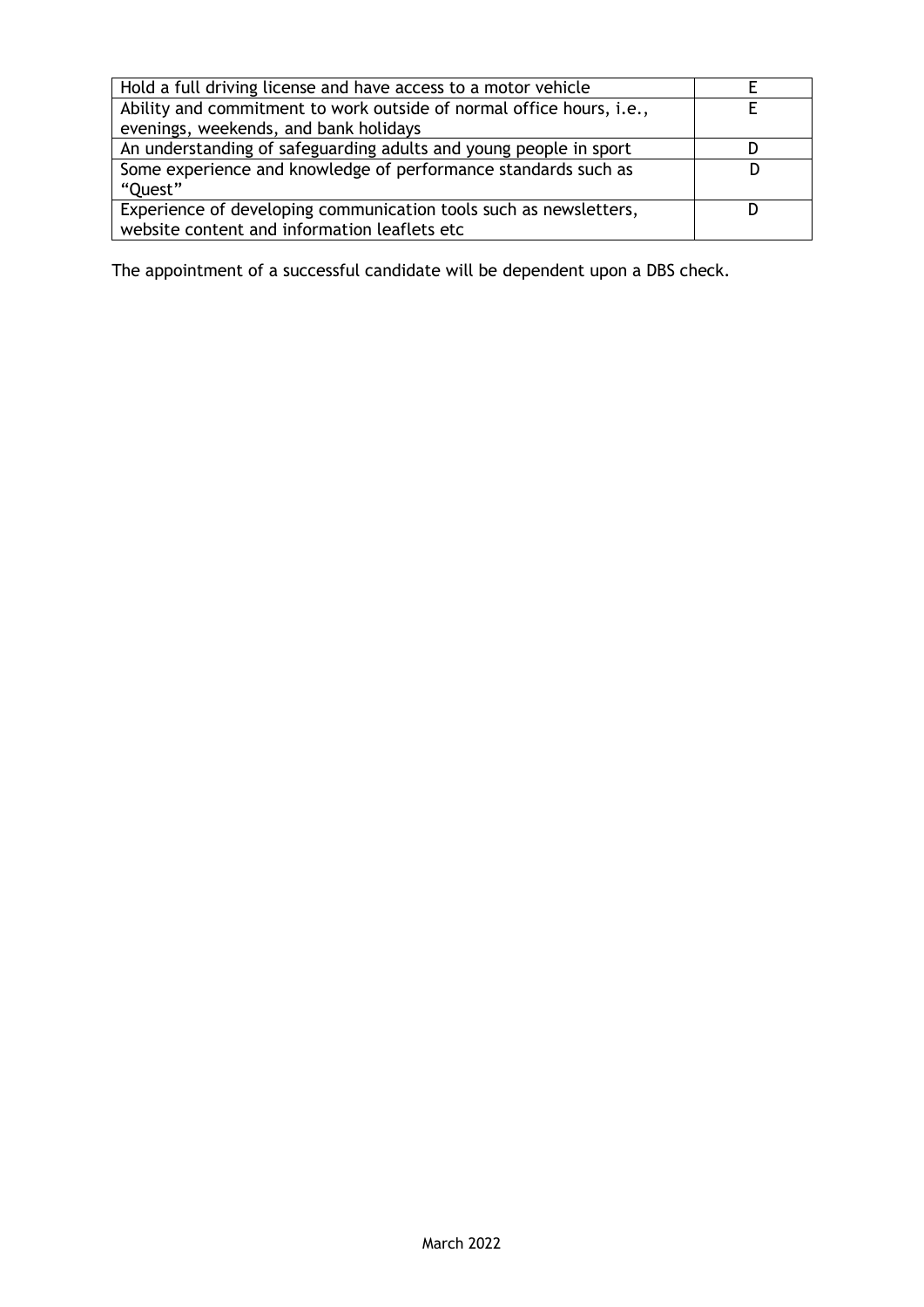| | |
|---|---|
| Hold a full driving license and have access to a motor vehicle | E |
| Ability and commitment to work outside of normal office hours, i.e., evenings, weekends, and bank holidays | E |
| An understanding of safeguarding adults and young people in sport | D |
| Some experience and knowledge of performance standards such as "Quest" | D |
| Experience of developing communication tools such as newsletters, website content and information leaflets etc | D |

The appointment of a successful candidate will be dependent upon a DBS check.

March 2022